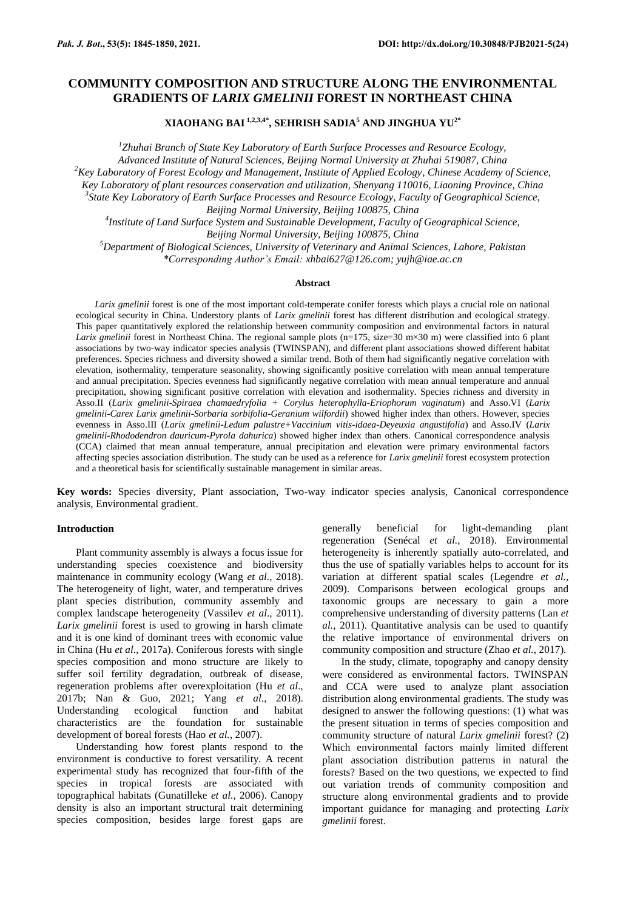# COMMUNITY COMPOSITION AND STRUCTURE ALONG THE ENVIRONMENTAL GRADIENTS OF *LARIX GMELINII* FOREST IN NORTHEAST CHINA

**XIAOHANG BAI [1,2,3,4*], SEHRISH SADIA[5] AND JINGHUA YU[2*]**

[1]*Zhuhai Branch of State Key Laboratory of Earth Surface Processes and Resource Ecology, Advanced Institute of Natural Sciences, Beijing Normal University at Zhuhai 519087, China*

[2]*Key Laboratory of Forest Ecology and Management, Institute of Applied Ecology, Chinese Academy of Science, Key Laboratory of plant resources conservation and utilization, Shenyang 110016, Liaoning Province, China*

[3]*State Key Laboratory of Earth Surface Processes and Resource Ecology, Faculty of Geographical Science, Beijing Normal University, Beijing 100875, China*

[4]*Institute of Land Surface System and Sustainable Development, Faculty of Geographical Science, Beijing Normal University, Beijing 100875, China*

[5]*Department of Biological Sciences, University of Veterinary and Animal Sciences, Lahore, Pakistan*

*\*Corresponding Author's Email: xhbai627@126.com; yujh@iae.ac.cn*

## Abstract

*Larix gmelinii* forest is one of the most important cold-temperate conifer forests which plays a crucial role on national ecological security in China. Understory plants of *Larix gmelinii* forest has different distribution and ecological strategy. This paper quantitatively explored the relationship between community composition and environmental factors in natural *Larix gmelinii* forest in Northeast China. The regional sample plots (n=175, size=30 m×30 m) were classified into 6 plant associations by two-way indicator species analysis (TWINSPAN), and different plant associations showed different habitat preferences. Species richness and diversity showed a similar trend. Both of them had significantly negative correlation with elevation, isothermality, temperature seasonality, showing significantly positive correlation with mean annual temperature and annual precipitation. Species evenness had significantly negative correlation with mean annual temperature and annual precipitation, showing significant positive correlation with elevation and isothermality. Species richness and diversity in Asso.II (*Larix gmelinii-Spiraea chamaedryfolia + Corylus heterophylla-Eriophorum vaginatum*) and Asso.VI (*Larix gmelinii-Carex Larix gmelinii-Sorbaria sorbifolia-Geranium wilfordii*) showed higher index than others. However, species evenness in Asso.III (*Larix gmelinii-Ledum palustre+Vaccinium vitis-idaea-Deyeuxia angustifolia*) and Asso.IV (*Larix gmelinii-Rhododendron dauricum-Pyrola dahurica*) showed higher index than others. Canonical correspondence analysis (CCA) claimed that mean annual temperature, annual precipitation and elevation were primary environmental factors affecting species association distribution. The study can be used as a reference for *Larix gmelinii* forest ecosystem protection and a theoretical basis for scientifically sustainable management in similar areas.

**Key words:** Species diversity, Plant association, Two-way indicator species analysis, Canonical correspondence analysis, Environmental gradient.

## Introduction

Plant community assembly is always a focus issue for understanding species coexistence and biodiversity maintenance in community ecology (Wang *et al.*, 2018). The heterogeneity of light, water, and temperature drives plant species distribution, community assembly and complex landscape heterogeneity (Vassilev *et al*., 2011). *Larix gmelinii* forest is used to growing in harsh climate and it is one kind of dominant trees with economic value in China (Hu *et al.*, 2017a). Coniferous forests with single species composition and mono structure are likely to suffer soil fertility degradation, outbreak of disease, regeneration problems after overexploitation (Hu *et al*., 2017b; Nan & Guo, 2021; Yang *et al*., 2018). Understanding ecological function and habitat characteristics are the foundation for sustainable development of boreal forests (Hao *et al.*, 2007).

Understanding how forest plants respond to the environment is conductive to forest versatility. A recent experimental study has recognized that four-fifth of the species in tropical forests are associated with topographical habitats (Gunatilleke *et al.*, 2006). Canopy density is also an important structural trait determining species composition, besides large forest gaps are generally beneficial for light-demanding plant regeneration (Senécal *et al.*, 2018). Environmental heterogeneity is inherently spatially auto-correlated, and thus the use of spatially variables helps to account for its variation at different spatial scales (Legendre *et al.*, 2009). Comparisons between ecological groups and taxonomic groups are necessary to gain a more comprehensive understanding of diversity patterns (Lan *et al.*, 2011). Quantitative analysis can be used to quantify the relative importance of environmental drivers on community composition and structure (Zhao *et al.*, 2017).

In the study, climate, topography and canopy density were considered as environmental factors. TWINSPAN and CCA were used to analyze plant association distribution along environmental gradients. The study was designed to answer the following questions: (1) what was the present situation in terms of species composition and community structure of natural *Larix gmelinii* forest? (2) Which environmental factors mainly limited different plant association distribution patterns in natural the forests? Based on the two questions, we expected to find out variation trends of community composition and structure along environmental gradients and to provide important guidance for managing and protecting *Larix gmelinii* forest.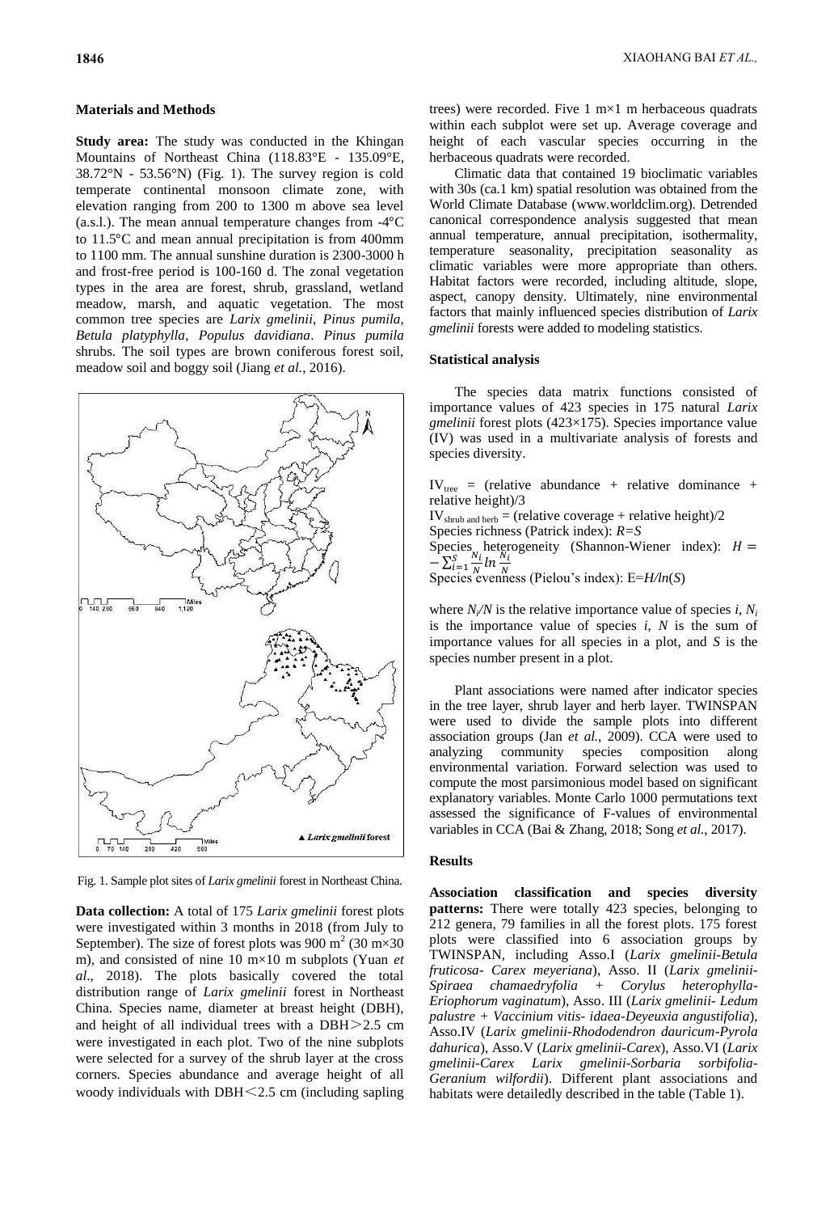## Materials and Methods

**Study area:** The study was conducted in the Khingan Mountains of Northeast China (118.83°E - 135.09°E, 38.72°N - 53.56°N) (Fig. 1). The survey region is cold temperate continental monsoon climate zone, with elevation ranging from 200 to 1300 m above sea level (a.s.l.). The mean annual temperature changes from -4°C to 11.5°C and mean annual precipitation is from 400mm to 1100 mm. The annual sunshine duration is 2300-3000 h and frost-free period is 100-160 d. The zonal vegetation types in the area are forest, shrub, grassland, wetland meadow, marsh, and aquatic vegetation. The most common tree species are *Larix gmelinii*, *Pinus pumila*, *Betula platyphylla*, *Populus davidiana*. *Pinus pumila* shrubs. The soil types are brown coniferous forest soil, meadow soil and boggy soil (Jiang *et al.*, 2016).

Fig. 1. Sample plot sites of *Larix gmelinii* forest in Northeast China.

**Data collection:** A total of 175 *Larix gmelinii* forest plots were investigated within 3 months in 2018 (from July to September). The size of forest plots was 900 $m^2$ (30 m×30 m), and consisted of nine 10 m×10 m subplots (Yuan *et al*., 2018). The plots basically covered the total distribution range of *Larix gmelinii* forest in Northeast China. Species name, diameter at breast height (DBH), and height of all individual trees with a DBH > 2.5 cm were investigated in each plot. Two of the nine subplots were selected for a survey of the shrub layer at the cross corners. Species abundance and average height of all woody individuals with DBH < 2.5 cm (including sapling trees) were recorded. Five 1 m×1 m herbaceous quadrats within each subplot were set up. Average coverage and height of each vascular species occurring in the herbaceous quadrats were recorded.

Climatic data that contained 19 bioclimatic variables with 30s (ca.1 km) spatial resolution was obtained from the World Climate Database (www.worldclim.org). Detrended canonical correspondence analysis suggested that mean annual temperature, annual precipitation, isothermality, temperature seasonality, precipitation seasonality as climatic variables were more appropriate than others. Habitat factors were recorded, including altitude, slope, aspect, canopy density. Ultimately, nine environmental factors that mainly influenced species distribution of *Larix gmelinii* forests were added to modeling statistics.

### Statistical analysis

The species data matrix functions consisted of importance values of 423 species in 175 natural *Larix gmelinii* forest plots (423×175). Species importance value (IV) was used in a multivariate analysis of forests and species diversity.

$IV_{tree}$ = (relative abundance + relative dominance + relative height)/3

$IV_{shrub\ and\ herb}$ = (relative coverage + relative height)/2

Species richness (Patrick index): $R=S$

Species heterogeneity (Shannon-Wiener index): $H = -\sum_{i=1}^{S} \frac{N_i}{N} ln \frac{N_i}{N}$

Species evenness (Pielou's index): $E=H/ln(S)$

where $N_i/N$ is the relative importance value of species *i*, $N_i$ is the importance value of species *i*, *N* is the sum of importance values for all species in a plot, and *S* is the species number present in a plot.

Plant associations were named after indicator species in the tree layer, shrub layer and herb layer. TWINSPAN were used to divide the sample plots into different association groups (Jan *et al.*, 2009). CCA were used to analyzing community species composition along environmental variation. Forward selection was used to compute the most parsimonious model based on significant explanatory variables. Monte Carlo 1000 permutations text assessed the significance of F-values of environmental variables in CCA (Bai & Zhang, 2018; Song *et al*., 2017).

## Results

**Association classification and species diversity patterns:** There were totally 423 species, belonging to 212 genera, 79 families in all the forest plots. 175 forest plots were classified into 6 association groups by TWINSPAN, including Asso.I (*Larix gmelinii-Betula fruticosa- Carex meyeriana*), Asso. II (*Larix gmelinii-Spiraea chamaedryfolia + Corylus heterophylla-Eriophorum vaginatum*), Asso. III (*Larix gmelinii- Ledum palustre + Vaccinium vitis- idaea-Deyeuxia angustifolia*), Asso.IV (*Larix gmelinii-Rhododendron dauricum-Pyrola dahurica*), Asso.V (*Larix gmelinii-Carex*), Asso.VI (*Larix gmelinii-Carex Larix gmelinii-Sorbaria sorbifolia-Geranium wilfordii*). Different plant associations and habitats were detailedly described in the table (Table 1).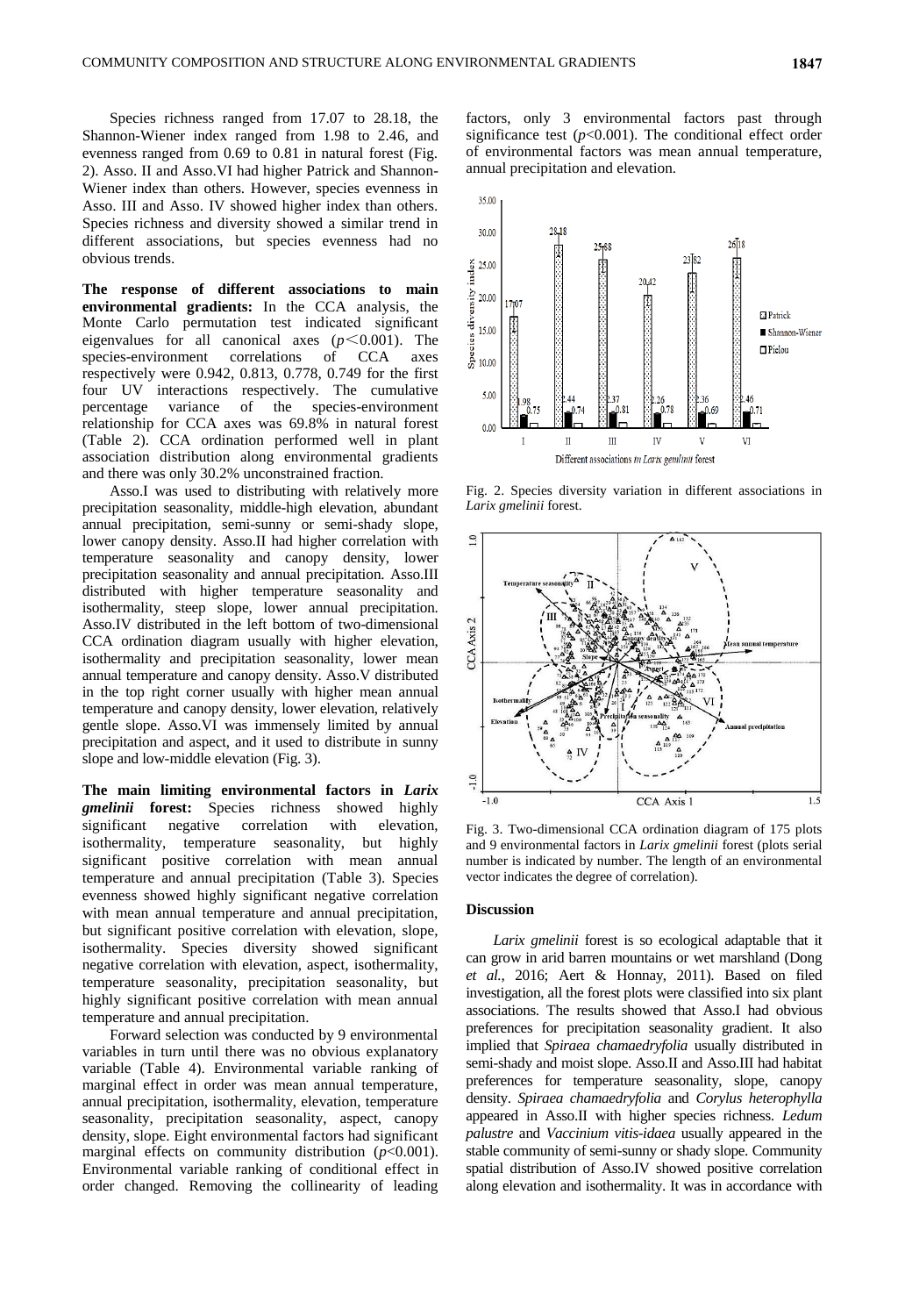Species richness ranged from 17.07 to 28.18, the Shannon-Wiener index ranged from 1.98 to 2.46, and evenness ranged from 0.69 to 0.81 in natural forest (Fig. 2). Asso. II and Asso.VI had higher Patrick and Shannon-Wiener index than others. However, species evenness in Asso. III and Asso. IV showed higher index than others. Species richness and diversity showed a similar trend in different associations, but species evenness had no obvious trends.

**The response of different associations to main environmental gradients:** In the CCA analysis, the Monte Carlo permutation test indicated significant eigenvalues for all canonical axes ($p<0.001$). The species-environment correlations of CCA axes respectively were 0.942, 0.813, 0.778, 0.749 for the first four UV interactions respectively. The cumulative percentage variance of the species-environment relationship for CCA axes was 69.8% in natural forest (Table 2). CCA ordination performed well in plant association distribution along environmental gradients and there was only 30.2% unconstrained fraction.

Asso.I was used to distributing with relatively more precipitation seasonality, middle-high elevation, abundant annual precipitation, semi-sunny or semi-shady slope, lower canopy density. Asso.II had higher correlation with temperature seasonality and canopy density, lower precipitation seasonality and annual precipitation. Asso.III distributed with higher temperature seasonality and isothermality, steep slope, lower annual precipitation. Asso.IV distributed in the left bottom of two-dimensional CCA ordination diagram usually with higher elevation, isothermality and precipitation seasonality, lower mean annual temperature and canopy density. Asso.V distributed in the top right corner usually with higher mean annual temperature and canopy density, lower elevation, relatively gentle slope. Asso.VI was immensely limited by annual precipitation and aspect, and it used to distribute in sunny slope and low-middle elevation (Fig. 3).

**The main limiting environmental factors in *Larix gmelinii* forest:** Species richness showed highly significant negative correlation with elevation, isothermality, temperature seasonality, but highly significant positive correlation with mean annual temperature and annual precipitation (Table 3). Species evenness showed highly significant negative correlation with mean annual temperature and annual precipitation, but significant positive correlation with elevation, slope, isothermality. Species diversity showed significant negative correlation with elevation, aspect, isothermality, temperature seasonality, precipitation seasonality, but highly significant positive correlation with mean annual temperature and annual precipitation.

Forward selection was conducted by 9 environmental variables in turn until there was no obvious explanatory variable (Table 4). Environmental variable ranking of marginal effect in order was mean annual temperature, annual precipitation, isothermality, elevation, temperature seasonality, precipitation seasonality, aspect, canopy density, slope. Eight environmental factors had significant marginal effects on community distribution ($p<0.001$). Environmental variable ranking of conditional effect in order changed. Removing the collinearity of leading factors, only 3 environmental factors past through significance test ($p<0.001$). The conditional effect order of environmental factors was mean annual temperature, annual precipitation and elevation.

Fig. 2. Species diversity variation in different associations in *Larix gmelinii* forest.

Fig. 3. Two-dimensional CCA ordination diagram of 175 plots and 9 environmental factors in *Larix gmelinii* forest (plots serial number is indicated by number. The length of an environmental vector indicates the degree of correlation).

## Discussion

*Larix gmelinii* forest is so ecological adaptable that it can grow in arid barren mountains or wet marshland (Dong *et al.*, 2016; Aert & Honnay, 2011). Based on filed investigation, all the forest plots were classified into six plant associations. The results showed that Asso.I had obvious preferences for precipitation seasonality gradient. It also implied that *Spiraea chamaedryfolia* usually distributed in semi-shady and moist slope. Asso.II and Asso.III had habitat preferences for temperature seasonality, slope, canopy density. *Spiraea chamaedryfolia* and *Corylus heterophylla* appeared in Asso.II with higher species richness. *Ledum palustre* and *Vaccinium vitis-idaea* usually appeared in the stable community of semi-sunny or shady slope. Community spatial distribution of Asso.IV showed positive correlation along elevation and isothermality. It was in accordance with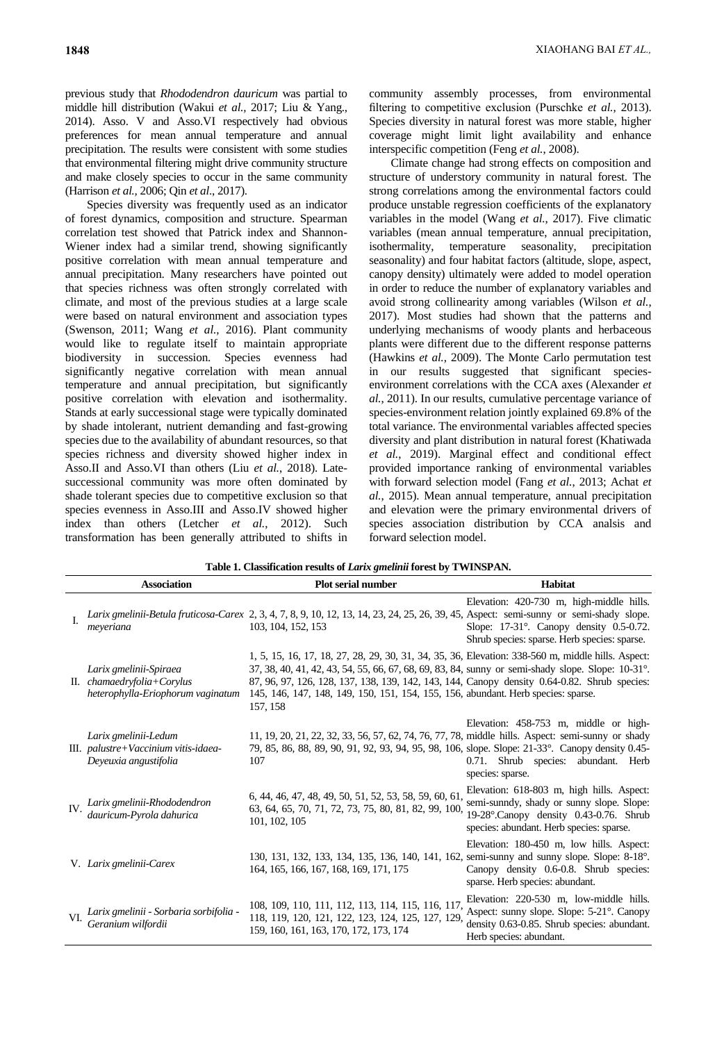previous study that *Rhododendron dauricum* was partial to middle hill distribution (Wakui *et al.*, 2017; Liu & Yang., 2014). Asso. V and Asso.VI respectively had obvious preferences for mean annual temperature and annual precipitation. The results were consistent with some studies that environmental filtering might drive community structure and make closely species to occur in the same community (Harrison *et al.*, 2006; Qin *et al*., 2017).

Species diversity was frequently used as an indicator of forest dynamics, composition and structure. Spearman correlation test showed that Patrick index and Shannon-Wiener index had a similar trend, showing significantly positive correlation with mean annual temperature and annual precipitation. Many researchers have pointed out that species richness was often strongly correlated with climate, and most of the previous studies at a large scale were based on natural environment and association types (Swenson, 2011; Wang *et al*., 2016). Plant community would like to regulate itself to maintain appropriate biodiversity in succession. Species evenness had significantly negative correlation with mean annual temperature and annual precipitation, but significantly positive correlation with elevation and isothermality. Stands at early successional stage were typically dominated by shade intolerant, nutrient demanding and fast-growing species due to the availability of abundant resources, so that species richness and diversity showed higher index in Asso.II and Asso.VI than others (Liu *et al.*, 2018). Late-successional community was more often dominated by shade tolerant species due to competitive exclusion so that species evenness in Asso.III and Asso.IV showed higher index than others (Letcher *et al.*, 2012). Such transformation has been generally attributed to shifts in community assembly processes, from environmental filtering to competitive exclusion (Purschke *et al.*, 2013). Species diversity in natural forest was more stable, higher coverage might limit light availability and enhance interspecific competition (Feng *et al.*, 2008).

Climate change had strong effects on composition and structure of understory community in natural forest. The strong correlations among the environmental factors could produce unstable regression coefficients of the explanatory variables in the model (Wang *et al.*, 2017). Five climatic variables (mean annual temperature, annual precipitation, isothermality, temperature seasonality, precipitation seasonality) and four habitat factors (altitude, slope, aspect, canopy density) ultimately were added to model operation in order to reduce the number of explanatory variables and avoid strong collinearity among variables (Wilson *et al.*, 2017). Most studies had shown that the patterns and underlying mechanisms of woody plants and herbaceous plants were different due to the different response patterns (Hawkins *et al.*, 2009). The Monte Carlo permutation test in our results suggested that significant species-environment correlations with the CCA axes (Alexander *et al.*, 2011). In our results, cumulative percentage variance of species-environment relation jointly explained 69.8% of the total variance. The environmental variables affected species diversity and plant distribution in natural forest (Khatiwada *et al.*, 2019). Marginal effect and conditional effect provided importance ranking of environmental variables with forward selection model (Fang *et al.*, 2013; Achat *et al.*, 2015). Mean annual temperature, annual precipitation and elevation were the primary environmental drivers of species association distribution by CCA analsis and forward selection model.

**Table 1. Classification results of *Larix gmelinii* forest by TWINSPAN.**

| | Association | Plot serial number | Habitat |
|---|---|---|---|
| I. | *Larix gmelinii-Betula fruticosa-Carex meyeriana* | 2, 3, 4, 7, 8, 9, 10, 12, 13, 14, 23, 24, 25, 26, 39, 45, 103, 104, 152, 153 | Elevation: 420-730 m, high-middle hills. Aspect: semi-sunny or semi-shady slope. Slope: 17-31°. Canopy density 0.5-0.72. Shrub species: sparse. Herb species: sparse. |
| II. | *Larix gmelinii-Spiraea chamaedryfolia+Corylus heterophylla-Eriophorum vaginatum* | 1, 5, 15, 16, 17, 18, 27, 28, 29, 30, 31, 34, 35, 36, 37, 38, 40, 41, 42, 43, 54, 55, 66, 67, 68, 69, 83, 84, 87, 96, 97, 126, 128, 137, 138, 139, 142, 143, 144, 145, 146, 147, 148, 149, 150, 151, 154, 155, 156, 157, 158 | Elevation: 338-560 m, middle hills. Aspect: sunny or semi-shady slope. Slope: 10-31°. Canopy density 0.64-0.82. Shrub species: abundant. Herb species: sparse. |
| III. | *Larix gmelinii-Ledum palustre+Vaccinium vitis-idaea-Deyeuxia angustifolia* | 11, 19, 20, 21, 22, 32, 33, 56, 57, 62, 74, 76, 77, 78, 79, 85, 86, 88, 89, 90, 91, 92, 93, 94, 95, 98, 106, 107 | Elevation: 458-753 m, middle or high-middle hills. Aspect: semi-sunny or shady slope. Slope: 21-33°. Canopy density 0.45-0.71. Shrub species: abundant. Herb species: sparse. |
| IV. | *Larix gmelinii-Rhododendron dauricum-Pyrola dahurica* | 6, 44, 46, 47, 48, 49, 50, 51, 52, 53, 58, 59, 60, 61, 63, 64, 65, 70, 71, 72, 73, 75, 80, 81, 82, 99, 100, 101, 102, 105 | Elevation: 618-803 m, high hills. Aspect: semi-sunndy, shady or sunny slope. Slope: 19-28°.Canopy density 0.43-0.76. Shrub species: abundant. Herb species: sparse. |
| V. | *Larix gmelinii-Carex* | 130, 131, 132, 133, 134, 135, 136, 140, 141, 162, 164, 165, 166, 167, 168, 169, 171, 175 | Elevation: 180-450 m, low hills. Aspect: semi-sunny and sunny slope. Slope: 8-18°. Canopy density 0.6-0.8. Shrub species: sparse. Herb species: abundant. |
| VI. | *Larix gmelinii - Sorbaria sorbifolia - Geranium wilfordii* | 108, 109, 110, 111, 112, 113, 114, 115, 116, 117, 118, 119, 120, 121, 122, 123, 124, 125, 127, 129, 159, 160, 161, 163, 170, 172, 173, 174 | Elevation: 220-530 m, low-middle hills. Aspect: sunny slope. Slope: 5-21°. Canopy density 0.63-0.85. Shrub species: abundant. Herb species: abundant. |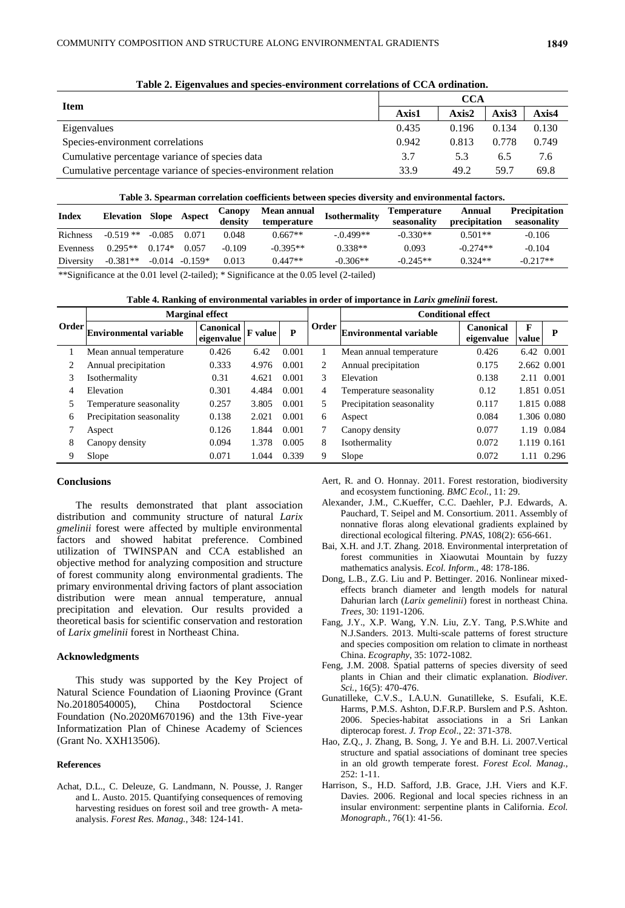**Table 2. Eigenvalues and species-environment correlations of CCA ordination.**

| Item | CCA | | | |
|---|---|---|---|---|
| | Axis1 | Axis2 | Axis3 | Axis4 |
| Eigenvalues | 0.435 | 0.196 | 0.134 | 0.130 |
| Species-environment correlations | 0.942 | 0.813 | 0.778 | 0.749 |
| Cumulative percentage variance of species data | 3.7 | 5.3 | 6.5 | 7.6 |
| Cumulative percentage variance of species-environment relation | 33.9 | 49.2 | 59.7 | 69.8 |

**Table 3. Spearman correlation coefficients between species diversity and environmental factors.**

| Index | Elevation | Slope | Aspect | Canopy density | Mean annual temperature | Isothermality | Temperature seasonality | Annual precipitation | Precipitation seasonality |
|---|---|---|---|---|---|---|---|---|---|
| Richness | -0.519 ** | -0.085 | 0.071 | 0.048 | 0.667** | -.0.499** | -0.330** | 0.501** | -0.106 |
| Evenness | 0.295** | 0.174* | 0.057 | -0.109 | -0.395** | 0.338** | 0.093 | -0.274** | -0.104 |
| Diversity | -0.381** | -0.014 | -0.159* | 0.013 | 0.447** | -0.306** | -0.245** | 0.324** | -0.217** |

**Significance at the 0.01 level (2-tailed); * Significance at the 0.05 level (2-tailed)

**Table 4. Ranking of environmental variables in order of importance in *Larix gmelinii* forest.**

| Order | Marginal effect | | | | Order | Conditional effect | | | |
|---|---|---|---|---|---|---|---|---|---|
| | Environmental variable | Canonical eigenvalue | F value | P | | Environmental variable | Canonical eigenvalue | F value | P |
| 1 | Mean annual temperature | 0.426 | 6.42 | 0.001 | 1 | Mean annual temperature | 0.426 | 6.42 | 0.001 |
| 2 | Annual precipitation | 0.333 | 4.976 | 0.001 | 2 | Annual precipitation | 0.175 | 2.662 | 0.001 |
| 3 | Isothermality | 0.31 | 4.621 | 0.001 | 3 | Elevation | 0.138 | 2.11 | 0.001 |
| 4 | Elevation | 0.301 | 4.484 | 0.001 | 4 | Temperature seasonality | 0.12 | 1.851 | 0.051 |
| 5 | Temperature seasonality | 0.257 | 3.805 | 0.001 | 5 | Precipitation seasonality | 0.117 | 1.815 | 0.088 |
| 6 | Precipitation seasonality | 0.138 | 2.021 | 0.001 | 6 | Aspect | 0.084 | 1.306 | 0.080 |
| 7 | Aspect | 0.126 | 1.844 | 0.001 | 7 | Canopy density | 0.077 | 1.19 | 0.084 |
| 8 | Canopy density | 0.094 | 1.378 | 0.005 | 8 | Isothermality | 0.072 | 1.119 | 0.161 |
| 9 | Slope | 0.071 | 1.044 | 0.339 | 9 | Slope | 0.072 | 1.11 | 0.296 |

## Conclusions

The results demonstrated that plant association distribution and community structure of natural *Larix gmelinii* forest were affected by multiple environmental factors and showed habitat preference. Combined utilization of TWINSPAN and CCA established an objective method for analyzing composition and structure of forest community along environmental gradients. The primary environmental driving factors of plant association distribution were mean annual temperature, annual precipitation and elevation. Our results provided a theoretical basis for scientific conservation and restoration of *Larix gmelinii* forest in Northeast China.

## Acknowledgments

This study was supported by the Key Project of Natural Science Foundation of Liaoning Province (Grant No.20180540005), China Postdoctoral Science Foundation (No.2020M670196) and the 13th Five-year Informatization Plan of Chinese Academy of Sciences (Grant No. XXH13506).

## References

Achat, D.L., C. Deleuze, G. Landmann, N. Pousse, J. Ranger and L. Austo. 2015. Quantifying consequences of removing harvesting residues on forest soil and tree growth- A meta-analysis. *Forest Res. Manag.*, 348: 124-141.

Aert, R. and O. Honnay. 2011. Forest restoration, biodiversity and ecosystem functioning. *BMC Ecol.*, 11: 29.

Alexander, J.M., C.Kueffer, C.C. Daehler, P.J. Edwards, A. Pauchard, T. Seipel and M. Consortium. 2011. Assembly of nonnative floras along elevational gradients explained by directional ecological filtering. *PNAS*, 108(2): 656-661.

Bai, X.H. and J.T. Zhang. 2018. Environmental interpretation of forest communities in Xiaowutai Mountain by fuzzy mathematics analysis. *Ecol. Inform.*, 48: 178-186.

Dong, L.B., Z.G. Liu and P. Bettinger. 2016. Nonlinear mixed-effects branch diameter and length models for natural Dahurian larch (*Larix gemelinii*) forest in northeast China. *Trees*, 30: 1191-1206.

Fang, J.Y., X.P. Wang, Y.N. Liu, Z.Y. Tang, P.S.White and N.J.Sanders. 2013. Multi-scale patterns of forest structure and species composition om relation to climate in northeast China. *Ecography*, 35: 1072-1082.

Feng, J.M. 2008. Spatial patterns of species diversity of seed plants in Chian and their climatic explanation. *Biodiver. Sci.*, 16(5): 470-476.

Gunatilleke, C.V.S., I.A.U.N. Gunatilleke, S. Esufali, K.E. Harms, P.M.S. Ashton, D.F.R.P. Burslem and P.S. Ashton. 2006. Species-habitat associations in a Sri Lankan dipterocap forest. *J. Trop Ecol*., 22: 371-378.

Hao, Z.Q., J. Zhang, B. Song, J. Ye and B.H. Li. 2007.Vertical structure and spatial associations of dominant tree species in an old growth temperate forest. *Forest Ecol. Manag.*, 252: 1-11.

Harrison, S., H.D. Safford, J.B. Grace, J.H. Viers and K.F. Davies. 2006. Regional and local species richness in an insular environment: serpentine plants in California. *Ecol. Monograph.*, 76(1): 41-56.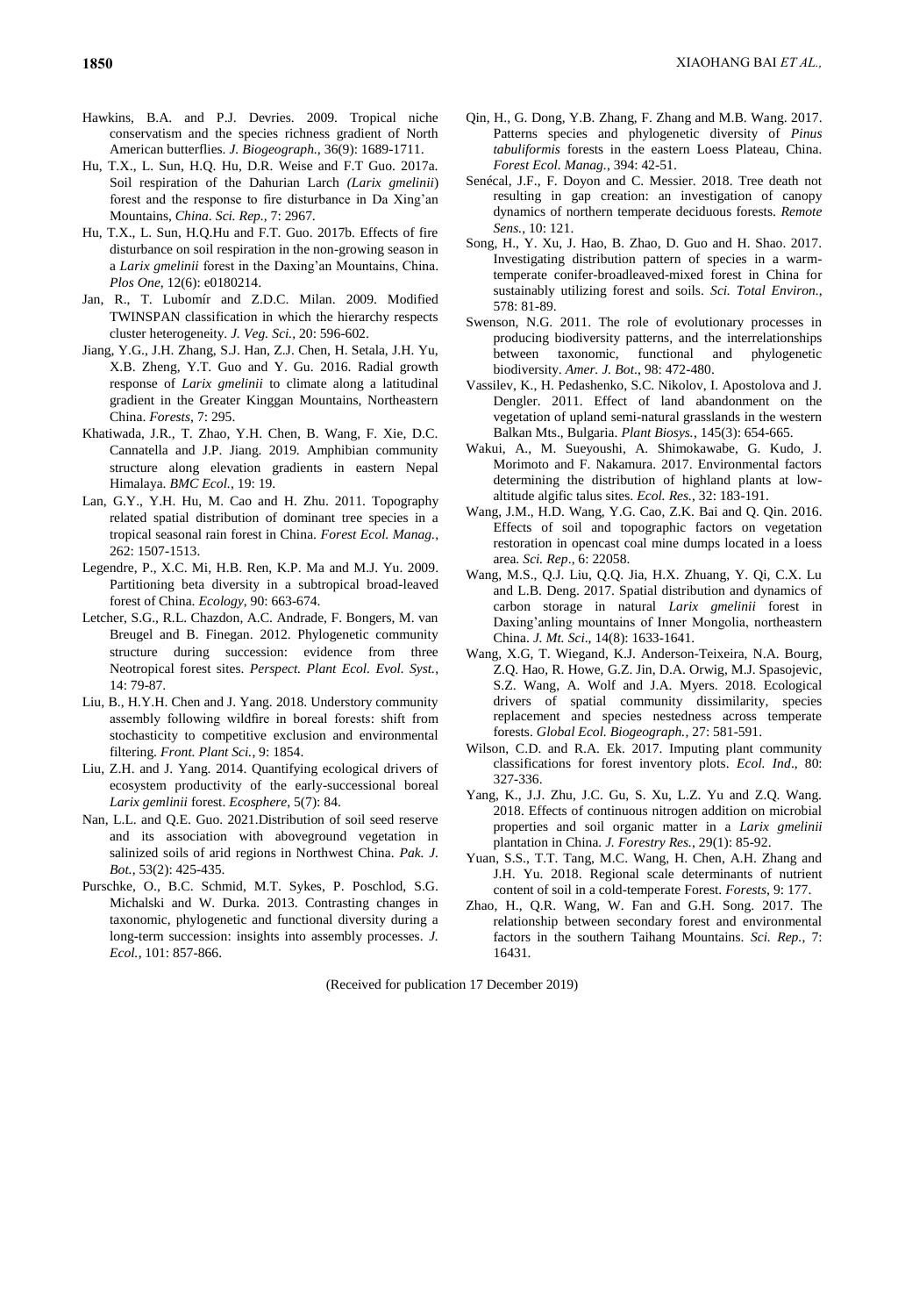Hawkins, B.A. and P.J. Devries. 2009. Tropical niche conservatism and the species richness gradient of North American butterflies. *J. Biogeograph.*, 36(9): 1689-1711.

Hu, T.X., L. Sun, H.Q. Hu, D.R. Weise and F.T Guo. 2017a. Soil respiration of the Dahurian Larch *(Larix gmelinii*) forest and the response to fire disturbance in Da Xing'an Mountains, *China. Sci. Rep.*, 7: 2967.

Hu, T.X., L. Sun, H.Q.Hu and F.T. Guo. 2017b. Effects of fire disturbance on soil respiration in the non-growing season in a *Larix gmelinii* forest in the Daxing'an Mountains, China. *Plos One*, 12(6): e0180214.

Jan, R., T. Lubomír and Z.D.C. Milan. 2009. Modified TWINSPAN classification in which the hierarchy respects cluster heterogeneity. *J. Veg. Sci.*, 20: 596-602.

Jiang, Y.G., J.H. Zhang, S.J. Han, Z.J. Chen, H. Setala, J.H. Yu, X.B. Zheng, Y.T. Guo and Y. Gu. 2016. Radial growth response of *Larix gmelinii* to climate along a latitudinal gradient in the Greater Kinggan Mountains, Northeastern China. *Forests*, 7: 295.

Khatiwada, J.R., T. Zhao, Y.H. Chen, B. Wang, F. Xie, D.C. Cannatella and J.P. Jiang. 2019. Amphibian community structure along elevation gradients in eastern Nepal Himalaya. *BMC Ecol.*, 19: 19.

Lan, G.Y., Y.H. Hu, M. Cao and H. Zhu. 2011. Topography related spatial distribution of dominant tree species in a tropical seasonal rain forest in China. *Forest Ecol. Manag.*, 262: 1507-1513.

Legendre, P., X.C. Mi, H.B. Ren, K.P. Ma and M.J. Yu. 2009. Partitioning beta diversity in a subtropical broad-leaved forest of China. *Ecology*, 90: 663-674.

Letcher, S.G., R.L. Chazdon, A.C. Andrade, F. Bongers, M. van Breugel and B. Finegan. 2012. Phylogenetic community structure during succession: evidence from three Neotropical forest sites. *Perspect. Plant Ecol. Evol. Syst.*, 14: 79-87.

Liu, B., H.Y.H. Chen and J. Yang. 2018. Understory community assembly following wildfire in boreal forests: shift from stochasticity to competitive exclusion and environmental filtering. *Front. Plant Sci.*, 9: 1854.

Liu, Z.H. and J. Yang. 2014. Quantifying ecological drivers of ecosystem productivity of the early-successional boreal *Larix gemlinii* forest. *Ecosphere*, 5(7): 84.

Nan, L.L. and Q.E. Guo. 2021.Distribution of soil seed reserve and its association with aboveground vegetation in salinized soils of arid regions in Northwest China. *Pak. J. Bot.*, 53(2): 425-435.

Purschke, O., B.C. Schmid, M.T. Sykes, P. Poschlod, S.G. Michalski and W. Durka. 2013. Contrasting changes in taxonomic, phylogenetic and functional diversity during a long-term succession: insights into assembly processes. *J. Ecol.*, 101: 857-866.

Qin, H., G. Dong, Y.B. Zhang, F. Zhang and M.B. Wang. 2017. Patterns species and phylogenetic diversity of *Pinus tabuliformis* forests in the eastern Loess Plateau, China. *Forest Ecol. Manag.*, 394: 42-51.

Senécal, J.F., F. Doyon and C. Messier. 2018. Tree death not resulting in gap creation: an investigation of canopy dynamics of northern temperate deciduous forests. *Remote Sens.*, 10: 121.

Song, H., Y. Xu, J. Hao, B. Zhao, D. Guo and H. Shao. 2017. Investigating distribution pattern of species in a warm-temperate conifer-broadleaved-mixed forest in China for sustainably utilizing forest and soils. *Sci. Total Environ.*, 578: 81-89.

Swenson, N.G. 2011. The role of evolutionary processes in producing biodiversity patterns, and the interrelationships between taxonomic, functional and phylogenetic biodiversity. *Amer. J. Bot*., 98: 472-480.

Vassilev, K., H. Pedashenko, S.C. Nikolov, I. Apostolova and J. Dengler. 2011. Effect of land abandonment on the vegetation of upland semi-natural grasslands in the western Balkan Mts., Bulgaria. *Plant Biosys.*, 145(3): 654-665.

Wakui, A., M. Sueyoushi, A. Shimokawabe, G. Kudo, J. Morimoto and F. Nakamura. 2017. Environmental factors determining the distribution of highland plants at low-altitude algific talus sites. *Ecol. Res.*, 32: 183-191.

Wang, J.M., H.D. Wang, Y.G. Cao, Z.K. Bai and Q. Qin. 2016. Effects of soil and topographic factors on vegetation restoration in opencast coal mine dumps located in a loess area. *Sci. Rep*., 6: 22058.

Wang, M.S., Q.J. Liu, Q.Q. Jia, H.X. Zhuang, Y. Qi, C.X. Lu and L.B. Deng. 2017. Spatial distribution and dynamics of carbon storage in natural *Larix gmelinii* forest in Daxing'anling mountains of Inner Mongolia, northeastern China. *J. Mt. Sci*., 14(8): 1633-1641.

Wang, X.G, T. Wiegand, K.J. Anderson-Teixeira, N.A. Bourg, Z.Q. Hao, R. Howe, G.Z. Jin, D.A. Orwig, M.J. Spasojevic, S.Z. Wang, A. Wolf and J.A. Myers. 2018. Ecological drivers of spatial community dissimilarity, species replacement and species nestedness across temperate forests. *Global Ecol. Biogeograph.*, 27: 581-591.

Wilson, C.D. and R.A. Ek. 2017. Imputing plant community classifications for forest inventory plots. *Ecol. Ind*., 80: 327-336.

Yang, K., J.J. Zhu, J.C. Gu, S. Xu, L.Z. Yu and Z.Q. Wang. 2018. Effects of continuous nitrogen addition on microbial properties and soil organic matter in a *Larix gmelinii* plantation in China. *J. Forestry Res.*, 29(1): 85-92.

Yuan, S.S., T.T. Tang, M.C. Wang, H. Chen, A.H. Zhang and J.H. Yu. 2018. Regional scale determinants of nutrient content of soil in a cold-temperate Forest. *Forests*, 9: 177.

Zhao, H., Q.R. Wang, W. Fan and G.H. Song. 2017. The relationship between secondary forest and environmental factors in the southern Taihang Mountains. *Sci. Rep.*, 7: 16431.

(Received for publication 17 December 2019)